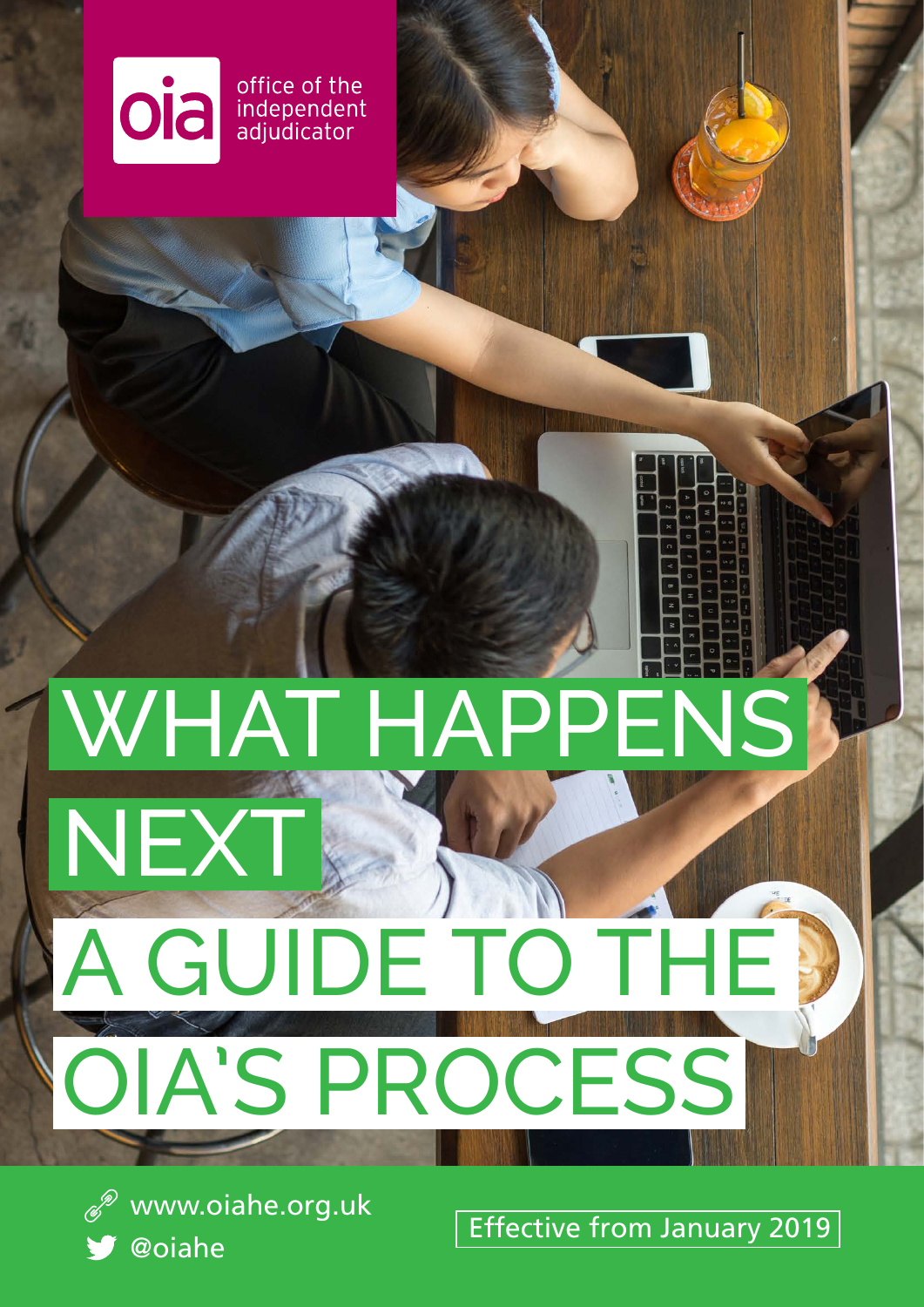oia office of the independent adjudicator

# WHAT HAPPENS NEXT

# A GUIDE TO THE OIA'S PROCESS

www.oiahe.org.uk

@oiahe

Effective from January 2019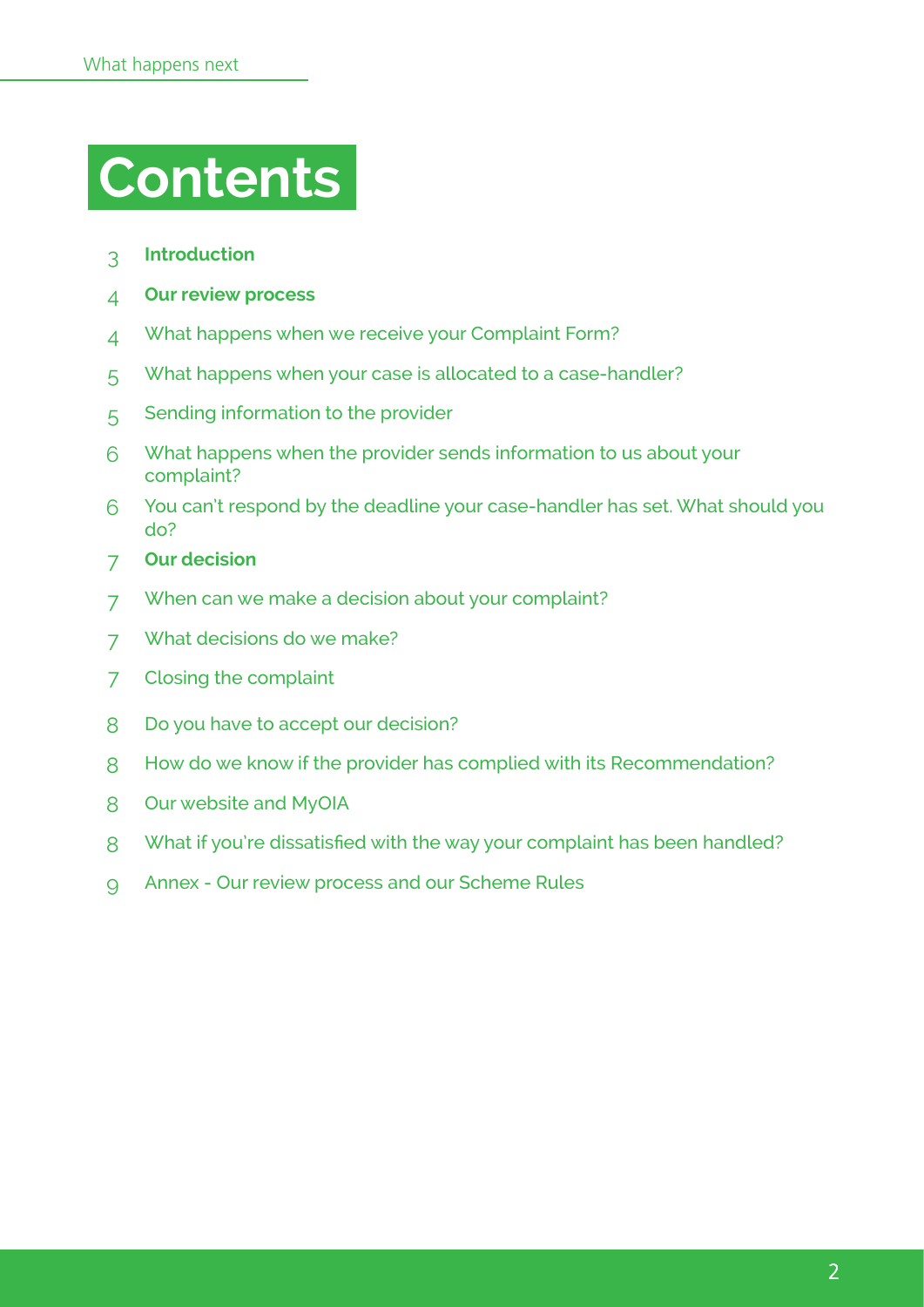# Contents

3 **Introduction**

4 **Our review process**

4 What happens when we receive your Complaint Form?

5 What happens when your case is allocated to a case-handler?

5 Sending information to the provider

6 What happens when the provider sends information to us about your complaint?

6 You can't respond by the deadline your case-handler has set. What should you do?

7 **Our decision**

7 When can we make a decision about your complaint?

7 What decisions do we make?

7 Closing the complaint

8 Do you have to accept our decision?

8 How do we know if the provider has complied with its Recommendation?

8 Our website and MyOIA

8 What if you're dissatisfied with the way your complaint has been handled?

9 Annex - Our review process and our Scheme Rules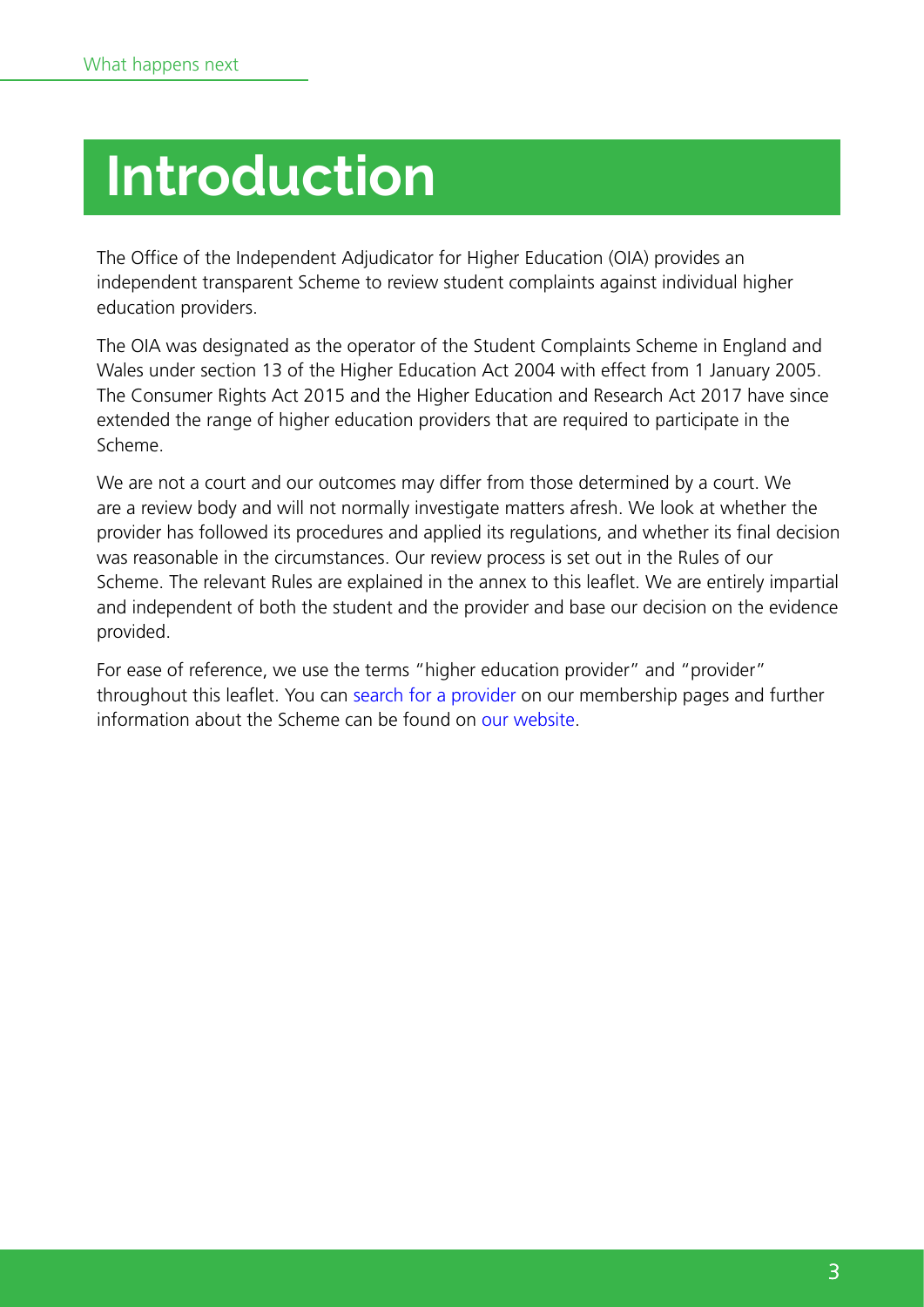# Introduction

The Office of the Independent Adjudicator for Higher Education (OIA) provides an independent transparent Scheme to review student complaints against individual higher education providers.

The OIA was designated as the operator of the Student Complaints Scheme in England and Wales under section 13 of the Higher Education Act 2004 with effect from 1 January 2005. The Consumer Rights Act 2015 and the Higher Education and Research Act 2017 have since extended the range of higher education providers that are required to participate in the Scheme.

We are not a court and our outcomes may differ from those determined by a court. We are a review body and will not normally investigate matters afresh. We look at whether the provider has followed its procedures and applied its regulations, and whether its final decision was reasonable in the circumstances. Our review process is set out in the Rules of our Scheme. The relevant Rules are explained in the annex to this leaflet. We are entirely impartial and independent of both the student and the provider and base our decision on the evidence provided.

For ease of reference, we use the terms "higher education provider" and "provider" throughout this leaflet. You can search for a provider on our membership pages and further information about the Scheme can be found on our website.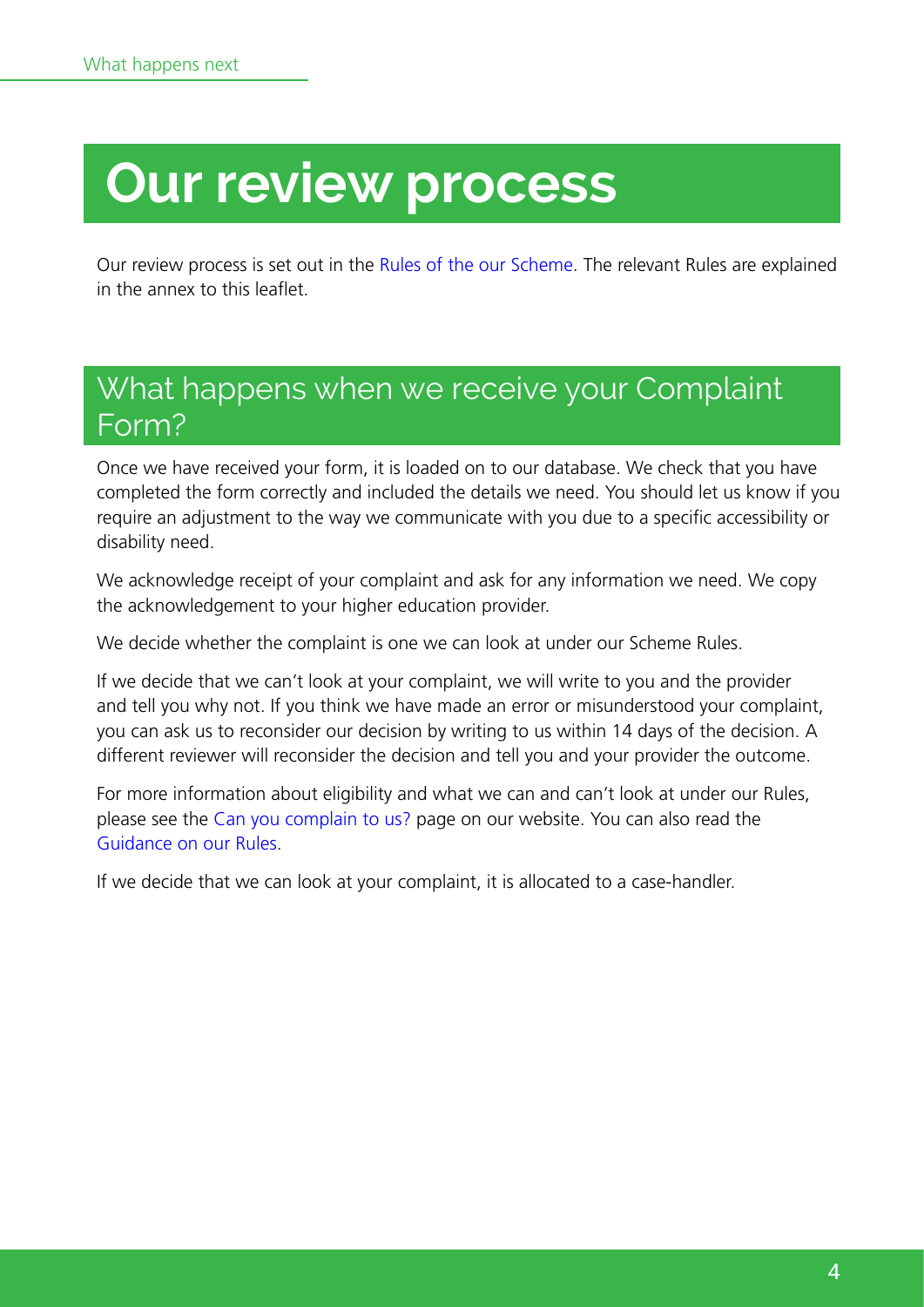# Our review process

Our review process is set out in the Rules of the our Scheme. The relevant Rules are explained in the annex to this leaflet.

## What happens when we receive your Complaint Form?

Once we have received your form, it is loaded on to our database. We check that you have completed the form correctly and included the details we need. You should let us know if you require an adjustment to the way we communicate with you due to a specific accessibility or disability need.

We acknowledge receipt of your complaint and ask for any information we need. We copy the acknowledgement to your higher education provider.

We decide whether the complaint is one we can look at under our Scheme Rules.

If we decide that we can't look at your complaint, we will write to you and the provider and tell you why not. If you think we have made an error or misunderstood your complaint, you can ask us to reconsider our decision by writing to us within 14 days of the decision. A different reviewer will reconsider the decision and tell you and your provider the outcome.

For more information about eligibility and what we can and can't look at under our Rules, please see the Can you complain to us? page on our website. You can also read the Guidance on our Rules.

If we decide that we can look at your complaint, it is allocated to a case-handler.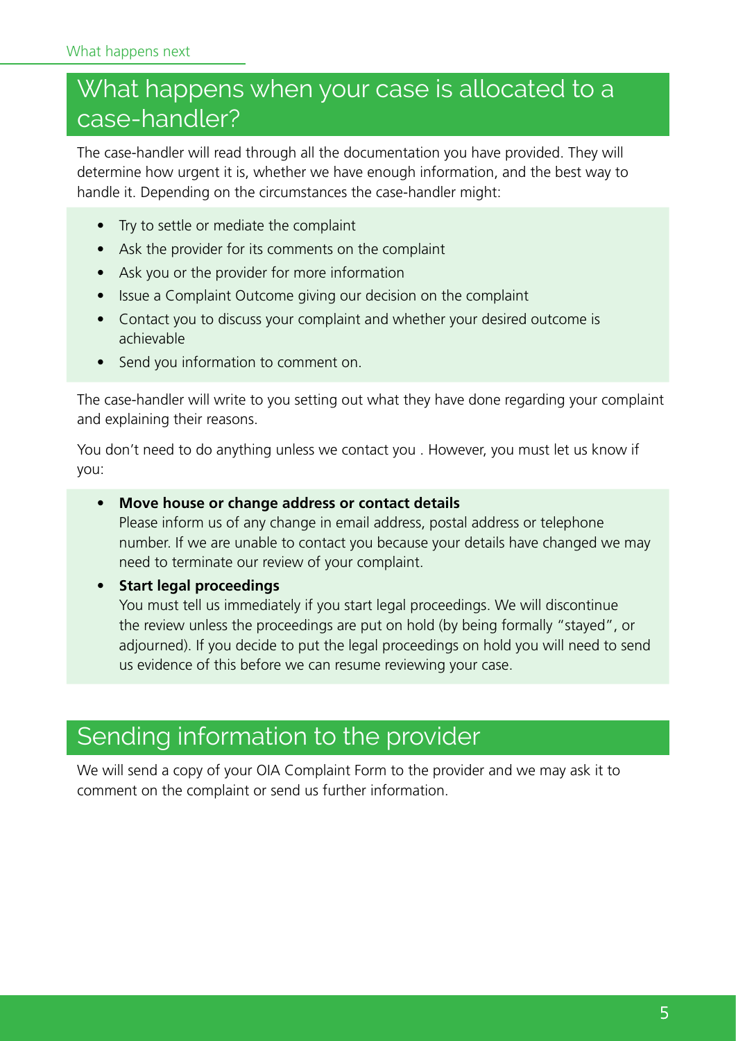# What happens when your case is allocated to a case-handler?

The case-handler will read through all the documentation you have provided. They will determine how urgent it is, whether we have enough information, and the best way to handle it. Depending on the circumstances the case-handler might:

- Try to settle or mediate the complaint
- Ask the provider for its comments on the complaint
- Ask you or the provider for more information
- Issue a Complaint Outcome giving our decision on the complaint
- Contact you to discuss your complaint and whether your desired outcome is achievable
- Send you information to comment on.

The case-handler will write to you setting out what they have done regarding your complaint and explaining their reasons.

You don't need to do anything unless we contact you . However, you must let us know if you:

- **Move house or change address or contact details**
  Please inform us of any change in email address, postal address or telephone number. If we are unable to contact you because your details have changed we may need to terminate our review of your complaint.
- **Start legal proceedings**
  You must tell us immediately if you start legal proceedings. We will discontinue the review unless the proceedings are put on hold (by being formally "stayed", or adjourned). If you decide to put the legal proceedings on hold you will need to send us evidence of this before we can resume reviewing your case.

# Sending information to the provider

We will send a copy of your OIA Complaint Form to the provider and we may ask it to comment on the complaint or send us further information.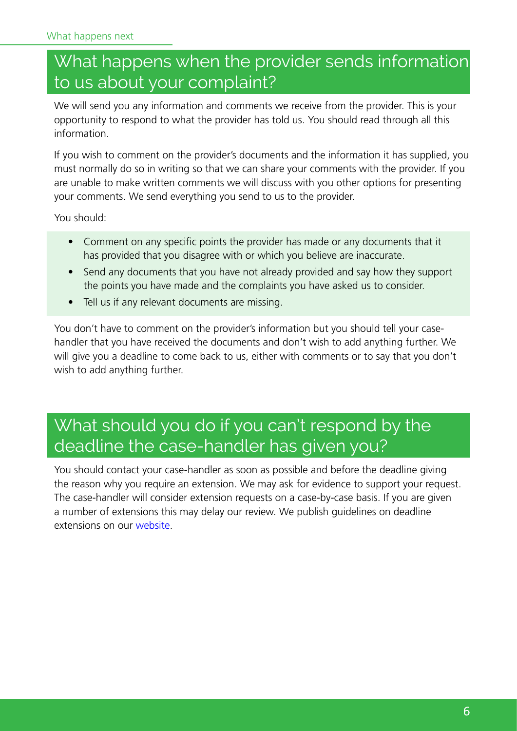## What happens when the provider sends information to us about your complaint?

We will send you any information and comments we receive from the provider. This is your opportunity to respond to what the provider has told us. You should read through all this information.

If you wish to comment on the provider's documents and the information it has supplied, you must normally do so in writing so that we can share your comments with the provider. If you are unable to make written comments we will discuss with you other options for presenting your comments. We send everything you send to us to the provider.

You should:

- Comment on any specific points the provider has made or any documents that it has provided that you disagree with or which you believe are inaccurate.
- Send any documents that you have not already provided and say how they support the points you have made and the complaints you have asked us to consider.
- Tell us if any relevant documents are missing.

You don't have to comment on the provider's information but you should tell your case-handler that you have received the documents and don't wish to add anything further. We will give you a deadline to come back to us, either with comments or to say that you don't wish to add anything further.

## What should you do if you can't respond by the deadline the case-handler has given you?

You should contact your case-handler as soon as possible and before the deadline giving the reason why you require an extension. We may ask for evidence to support your request. The case-handler will consider extension requests on a case-by-case basis. If you are given a number of extensions this may delay our review. We publish guidelines on deadline extensions on our website.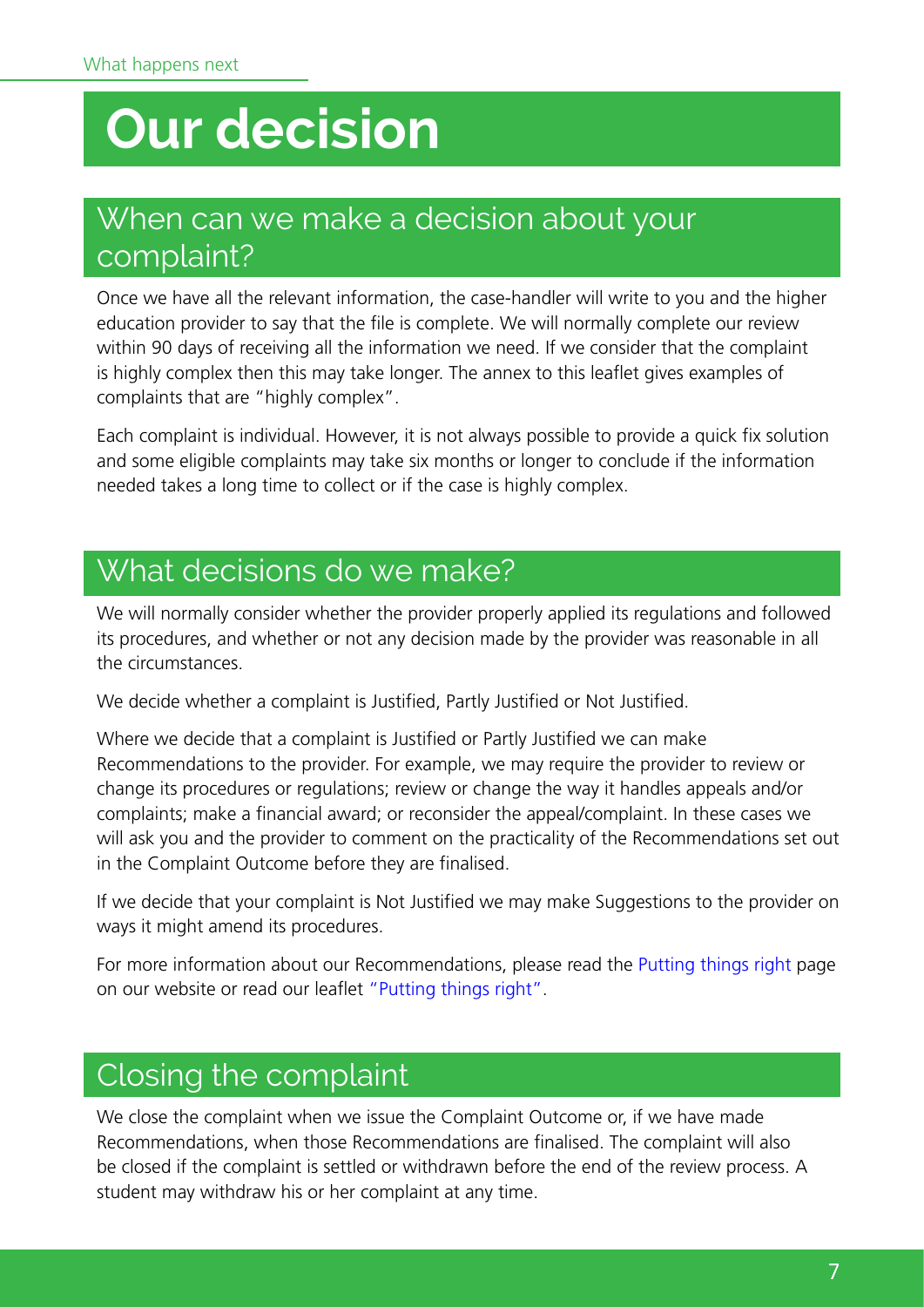# Our decision

## When can we make a decision about your complaint?

Once we have all the relevant information, the case-handler will write to you and the higher education provider to say that the file is complete. We will normally complete our review within 90 days of receiving all the information we need. If we consider that the complaint is highly complex then this may take longer. The annex to this leaflet gives examples of complaints that are "highly complex".

Each complaint is individual. However, it is not always possible to provide a quick fix solution and some eligible complaints may take six months or longer to conclude if the information needed takes a long time to collect or if the case is highly complex.

## What decisions do we make?

We will normally consider whether the provider properly applied its regulations and followed its procedures, and whether or not any decision made by the provider was reasonable in all the circumstances.

We decide whether a complaint is Justified, Partly Justified or Not Justified.

Where we decide that a complaint is Justified or Partly Justified we can make Recommendations to the provider. For example, we may require the provider to review or change its procedures or regulations; review or change the way it handles appeals and/or complaints; make a financial award; or reconsider the appeal/complaint. In these cases we will ask you and the provider to comment on the practicality of the Recommendations set out in the Complaint Outcome before they are finalised.

If we decide that your complaint is Not Justified we may make Suggestions to the provider on ways it might amend its procedures.

For more information about our Recommendations, please read the Putting things right page on our website or read our leaflet "Putting things right".

## Closing the complaint

We close the complaint when we issue the Complaint Outcome or, if we have made Recommendations, when those Recommendations are finalised. The complaint will also be closed if the complaint is settled or withdrawn before the end of the review process. A student may withdraw his or her complaint at any time.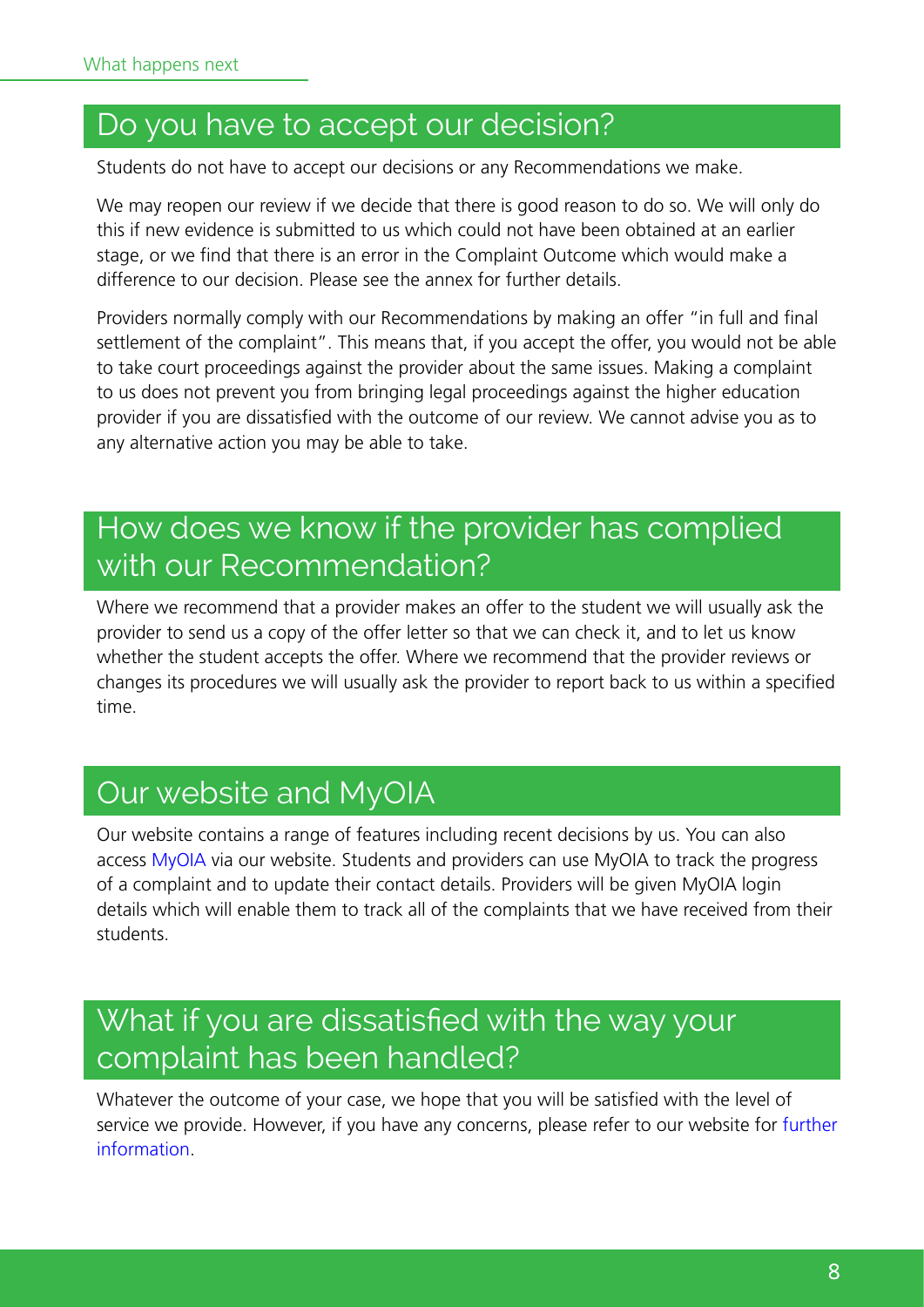## Do you have to accept our decision?

Students do not have to accept our decisions or any Recommendations we make.

We may reopen our review if we decide that there is good reason to do so. We will only do this if new evidence is submitted to us which could not have been obtained at an earlier stage, or we find that there is an error in the Complaint Outcome which would make a difference to our decision. Please see the annex for further details.

Providers normally comply with our Recommendations by making an offer "in full and final settlement of the complaint". This means that, if you accept the offer, you would not be able to take court proceedings against the provider about the same issues. Making a complaint to us does not prevent you from bringing legal proceedings against the higher education provider if you are dissatisfied with the outcome of our review. We cannot advise you as to any alternative action you may be able to take.

## How does we know if the provider has complied with our Recommendation?

Where we recommend that a provider makes an offer to the student we will usually ask the provider to send us a copy of the offer letter so that we can check it, and to let us know whether the student accepts the offer. Where we recommend that the provider reviews or changes its procedures we will usually ask the provider to report back to us within a specified time.

## Our website and MyOIA

Our website contains a range of features including recent decisions by us. You can also access MyOIA via our website. Students and providers can use MyOIA to track the progress of a complaint and to update their contact details. Providers will be given MyOIA login details which will enable them to track all of the complaints that we have received from their students.

## What if you are dissatisfied with the way your complaint has been handled?

Whatever the outcome of your case, we hope that you will be satisfied with the level of service we provide. However, if you have any concerns, please refer to our website for further information.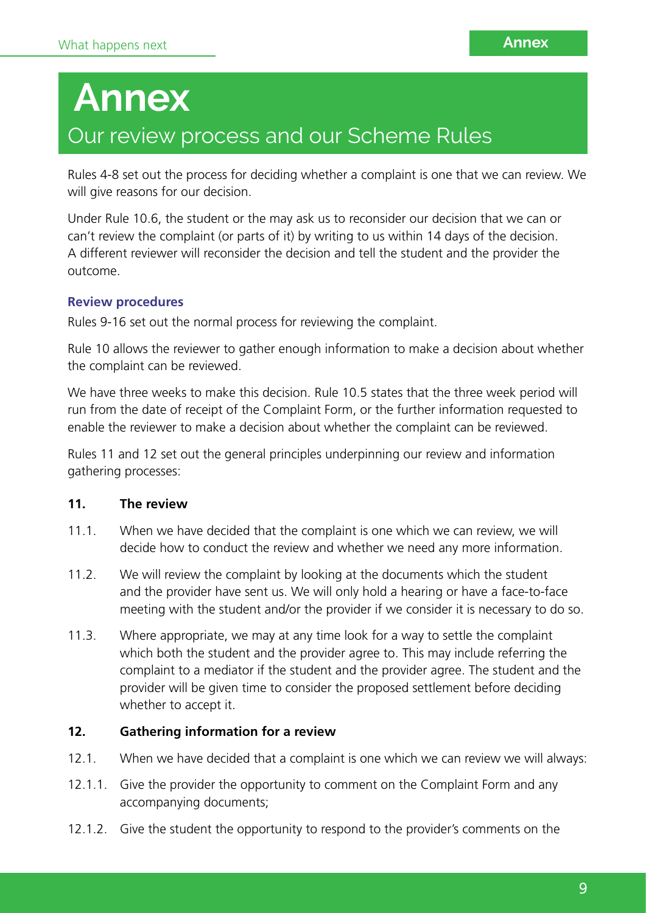# Annex

## Our review process and our Scheme Rules

Rules 4-8 set out the process for deciding whether a complaint is one that we can review. We will give reasons for our decision.

Under Rule 10.6, the student or the may ask us to reconsider our decision that we can or can't review the complaint (or parts of it) by writing to us within 14 days of the decision. A different reviewer will reconsider the decision and tell the student and the provider the outcome.

### Review procedures

Rules 9-16 set out the normal process for reviewing the complaint.

Rule 10 allows the reviewer to gather enough information to make a decision about whether the complaint can be reviewed.

We have three weeks to make this decision. Rule 10.5 states that the three week period will run from the date of receipt of the Complaint Form, or the further information requested to enable the reviewer to make a decision about whether the complaint can be reviewed.

Rules 11 and 12 set out the general principles underpinning our review and information gathering processes:

**11. The review**

11.1. When we have decided that the complaint is one which we can review, we will decide how to conduct the review and whether we need any more information.

11.2. We will review the complaint by looking at the documents which the student and the provider have sent us. We will only hold a hearing or have a face-to-face meeting with the student and/or the provider if we consider it is necessary to do so.

11.3. Where appropriate, we may at any time look for a way to settle the complaint which both the student and the provider agree to. This may include referring the complaint to a mediator if the student and the provider agree. The student and the provider will be given time to consider the proposed settlement before deciding whether to accept it.

**12. Gathering information for a review**

12.1. When we have decided that a complaint is one which we can review we will always:

12.1.1. Give the provider the opportunity to comment on the Complaint Form and any accompanying documents;

12.1.2. Give the student the opportunity to respond to the provider's comments on the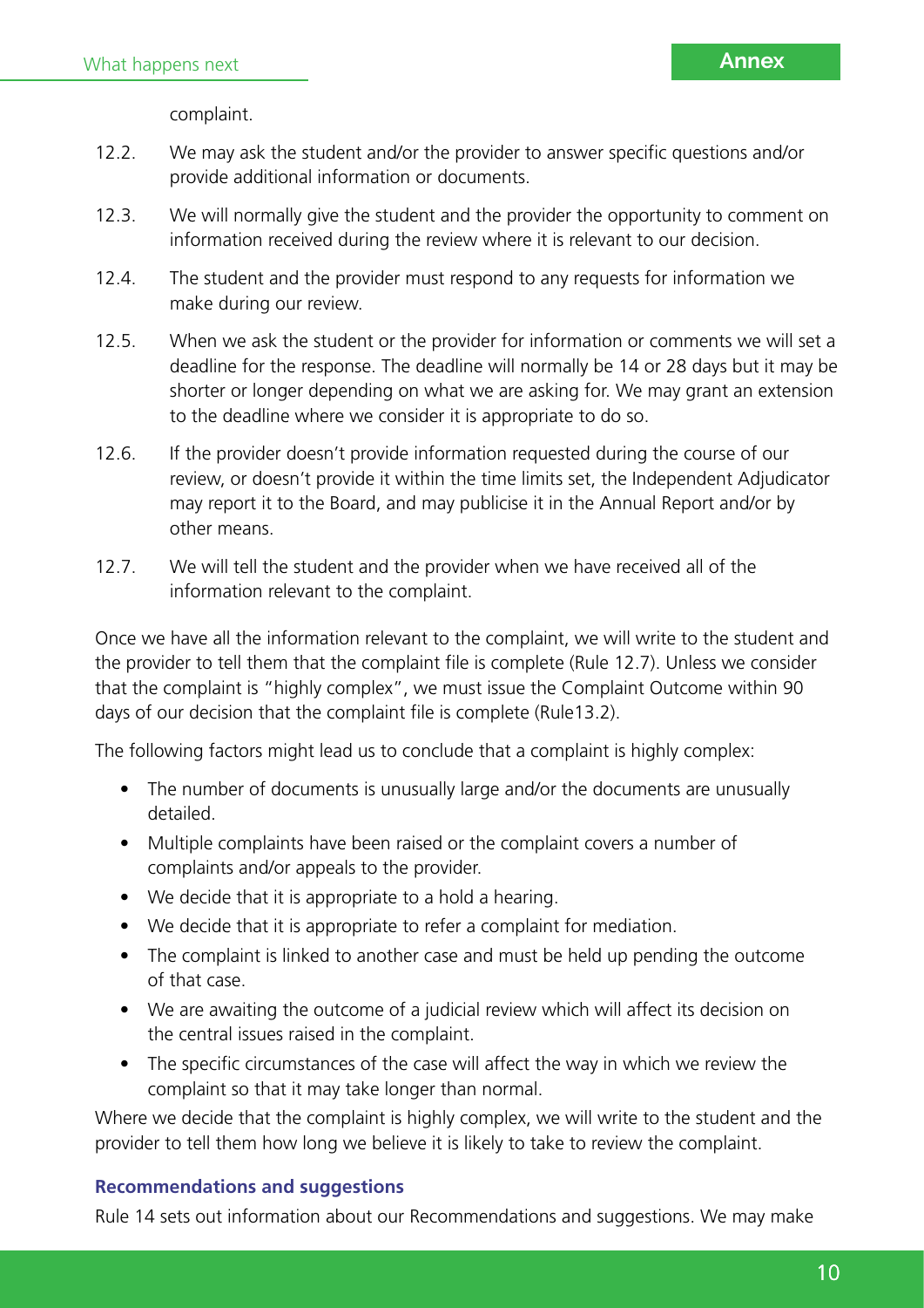complaint.

12.2. We may ask the student and/or the provider to answer specific questions and/or provide additional information or documents.

12.3. We will normally give the student and the provider the opportunity to comment on information received during the review where it is relevant to our decision.

12.4. The student and the provider must respond to any requests for information we make during our review.

12.5. When we ask the student or the provider for information or comments we will set a deadline for the response. The deadline will normally be 14 or 28 days but it may be shorter or longer depending on what we are asking for. We may grant an extension to the deadline where we consider it is appropriate to do so.

12.6. If the provider doesn't provide information requested during the course of our review, or doesn't provide it within the time limits set, the Independent Adjudicator may report it to the Board, and may publicise it in the Annual Report and/or by other means.

12.7. We will tell the student and the provider when we have received all of the information relevant to the complaint.

Once we have all the information relevant to the complaint, we will write to the student and the provider to tell them that the complaint file is complete (Rule 12.7). Unless we consider that the complaint is "highly complex", we must issue the Complaint Outcome within 90 days of our decision that the complaint file is complete (Rule13.2).

The following factors might lead us to conclude that a complaint is highly complex:

- The number of documents is unusually large and/or the documents are unusually detailed.
- Multiple complaints have been raised or the complaint covers a number of complaints and/or appeals to the provider.
- We decide that it is appropriate to a hold a hearing.
- We decide that it is appropriate to refer a complaint for mediation.
- The complaint is linked to another case and must be held up pending the outcome of that case.
- We are awaiting the outcome of a judicial review which will affect its decision on the central issues raised in the complaint.
- The specific circumstances of the case will affect the way in which we review the complaint so that it may take longer than normal.

Where we decide that the complaint is highly complex, we will write to the student and the provider to tell them how long we believe it is likely to take to review the complaint.

### Recommendations and suggestions

Rule 14 sets out information about our Recommendations and suggestions. We may make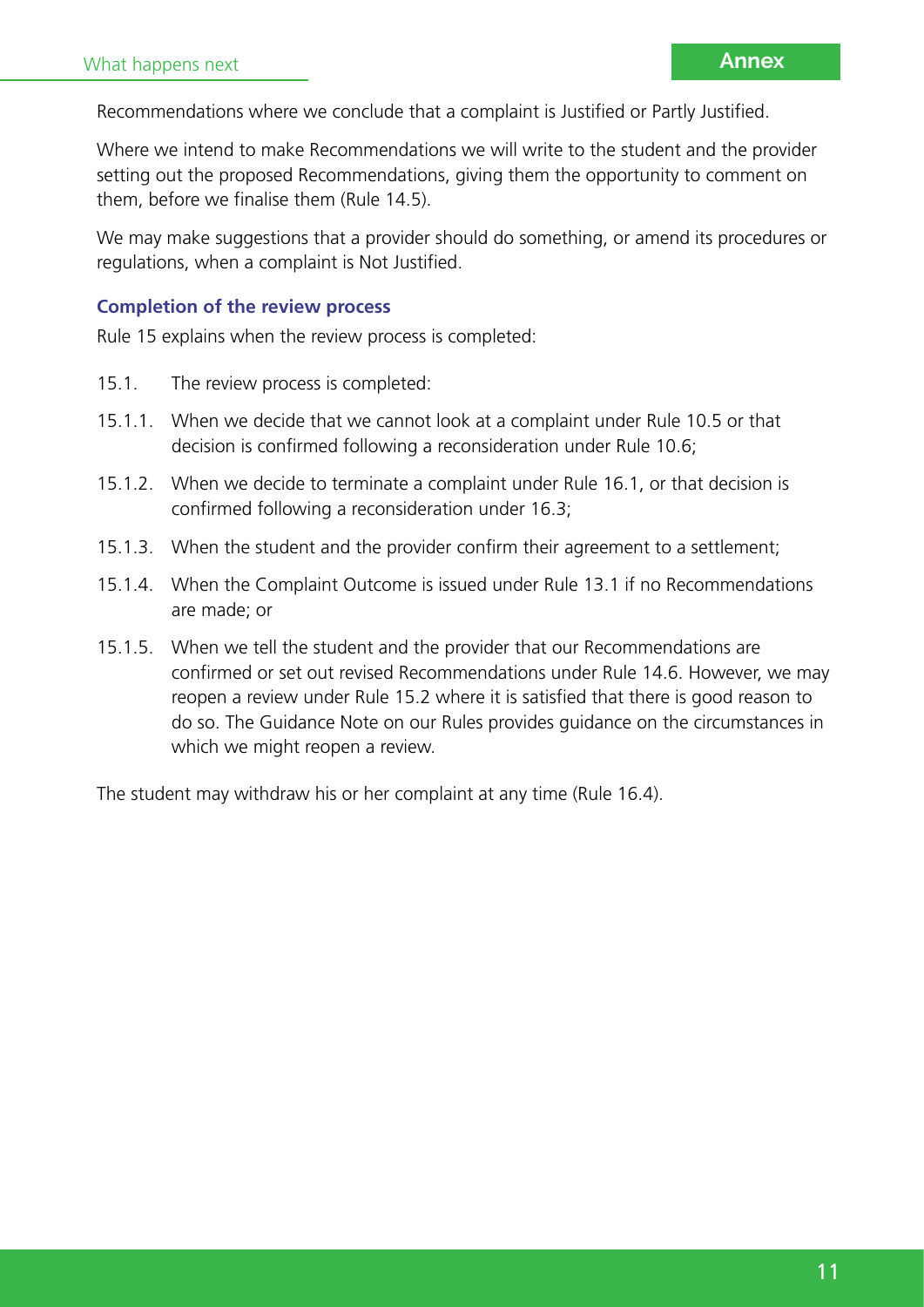Recommendations where we conclude that a complaint is Justified or Partly Justified.

Where we intend to make Recommendations we will write to the student and the provider setting out the proposed Recommendations, giving them the opportunity to comment on them, before we finalise them (Rule 14.5).

We may make suggestions that a provider should do something, or amend its procedures or regulations, when a complaint is Not Justified.

### Completion of the review process

Rule 15 explains when the review process is completed:

15.1. The review process is completed:

15.1.1. When we decide that we cannot look at a complaint under Rule 10.5 or that decision is confirmed following a reconsideration under Rule 10.6;

15.1.2. When we decide to terminate a complaint under Rule 16.1, or that decision is confirmed following a reconsideration under 16.3;

15.1.3. When the student and the provider confirm their agreement to a settlement;

15.1.4. When the Complaint Outcome is issued under Rule 13.1 if no Recommendations are made; or

15.1.5. When we tell the student and the provider that our Recommendations are confirmed or set out revised Recommendations under Rule 14.6. However, we may reopen a review under Rule 15.2 where it is satisfied that there is good reason to do so. The Guidance Note on our Rules provides guidance on the circumstances in which we might reopen a review.

The student may withdraw his or her complaint at any time (Rule 16.4).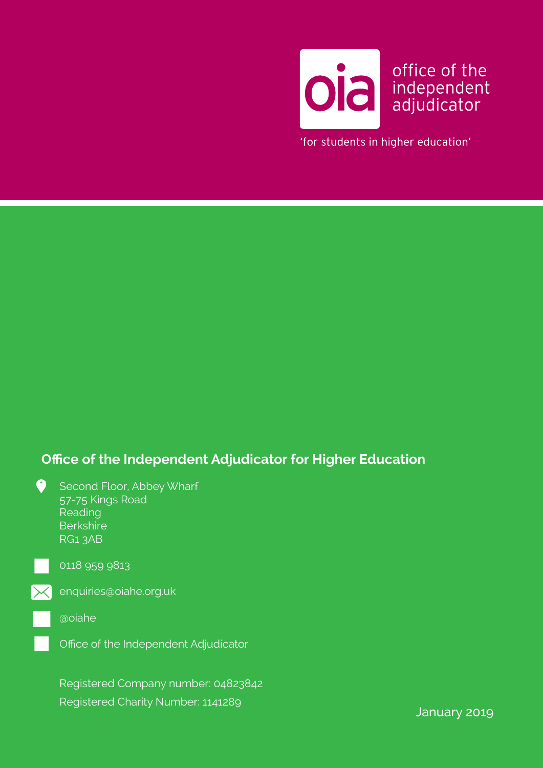office of the independent adjudicator

'for students in higher education'

## Office of the Independent Adjudicator for Higher Education

Second Floor, Abbey Wharf
57-75 Kings Road
Reading
Berkshire
RG1 3AB

0118 959 9813

enquiries@oiahe.org.uk

@oiahe

Office of the Independent Adjudicator

Registered Company number: 04823842
Registered Charity Number: 1141289

January 2019